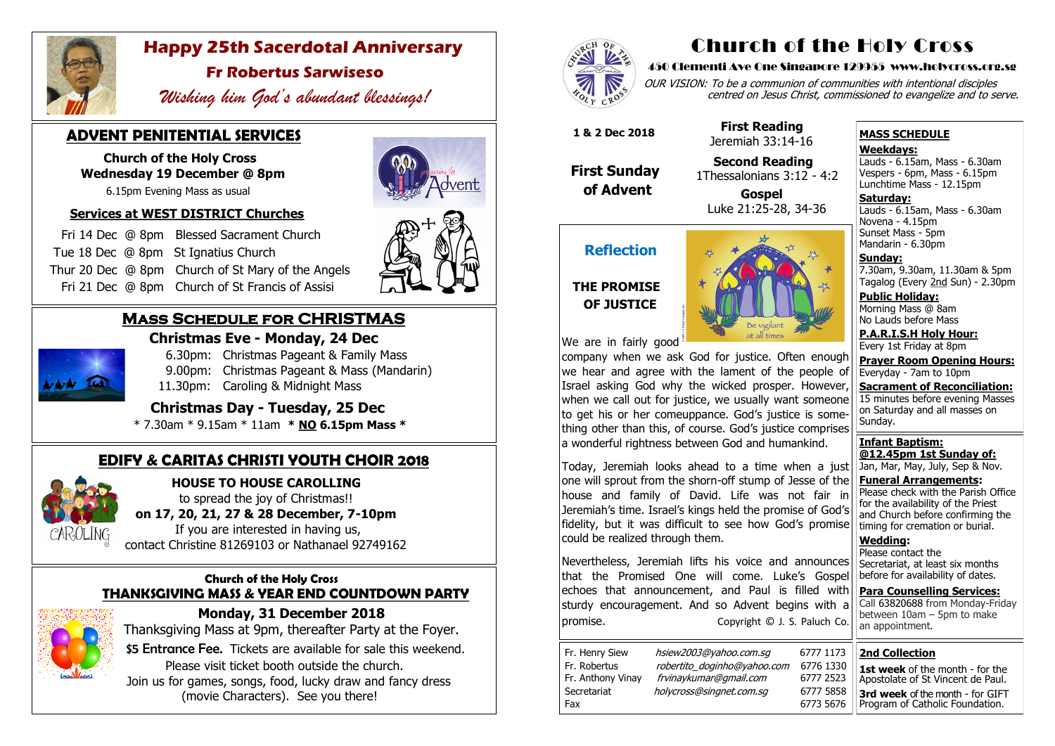# Happy 25th Sacerdotal Anniversary

## Fr Robertus Sarwiseso

*Wishing him God's abundant blessings!*

## ADVENT PENITENTIAL SERVICES

**Church of the Holy Cross**
**Wednesday 19 December @ 8pm**
6.15pm Evening Mass as usual

### Services at WEST DISTRICT Churches

Fri 14 Dec @ 8pm Blessed Sacrament Church
Tue 18 Dec @ 8pm St Ignatius Church
Thur 20 Dec @ 8pm Church of St Mary of the Angels
Fri 21 Dec @ 8pm Church of St Francis of Assisi

## MASS SCHEDULE FOR CHRISTMAS

### Christmas Eve - Monday, 24 Dec

6.30pm: Christmas Pageant & Family Mass
9.00pm: Christmas Pageant & Mass (Mandarin)
11.30pm: Caroling & Midnight Mass

### Christmas Day - Tuesday, 25 Dec

* 7.30am * 9.15am * 11am *** NO 6.15pm Mass ***

## EDIFY & CARITAS CHRISTI YOUTH CHOIR 2018

**HOUSE TO HOUSE CAROLLING**
to spread the joy of Christmas!!
**on 17, 20, 21, 27 & 28 December, 7-10pm**
If you are interested in having us,
contact Christine 81269103 or Nathanael 92749162

## Church of the Holy Cross THANKSGIVING MASS & YEAR END COUNTDOWN PARTY

### Monday, 31 December 2018

Thanksgiving Mass at 9pm, thereafter Party at the Foyer.
**$5 Entrance Fee.** Tickets are available for sale this weekend.
Please visit ticket booth outside the church.
Join us for games, songs, food, lucky draw and fancy dress (movie Characters). See you there!

# Church of the Holy Cross

**450 Clementi Ave One Singapore 129955 www.holycross.org.sg**

*OUR VISION: To be a communion of communities with intentional disciples centred on Jesus Christ, commissioned to evangelize and to serve.*

**1 & 2 Dec 2018**

**First Sunday of Advent**

**First Reading**
Jeremiah 33:14-16

**Second Reading**
1Thessalonians 3:12 - 4:2

**Gospel**
Luke 21:25-28, 34-36

## Reflection

### THE PROMISE OF JUSTICE

We are in fairly good company when we ask God for justice. Often enough we hear and agree with the lament of the people of Israel asking God why the wicked prosper. However, when we call out for justice, we usually want someone to get his or her comeuppance. God's justice is something other than this, of course. God's justice comprises a wonderful rightness between God and humankind.

Today, Jeremiah looks ahead to a time when a just one will sprout from the shorn-off stump of Jesse of the house and family of David. Life was not fair in Jeremiah's time. Israel's kings held the promise of God's fidelity, but it was difficult to see how God's promise could be realized through them.

Nevertheless, Jeremiah lifts his voice and announces that the Promised One will come. Luke's Gospel echoes that announcement, and Paul is filled with sturdy encouragement. And so Advent begins with a promise.

Copyright © J. S. Paluch Co.

| | | |
|---|---|---|
| Fr. Henry Siew | hsiew2003@yahoo.com.sg | 6777 1173 |
| Fr. Robertus | robertito_doginho@yahoo.com | 6776 1330 |
| Fr. Anthony Vinay | frvinaykumar@gmail.com | 6777 2523 |
| Secretariat | holycross@singnet.com.sg | 6777 5858 |
| Fax | | 6773 5676 |

## MASS SCHEDULE

**Weekdays:**
Lauds - 6.15am, Mass - 6.30am
Vespers - 6pm, Mass - 6.15pm
Lunchtime Mass - 12.15pm

**Saturday:**
Lauds - 6.15am, Mass - 6.30am
Novena - 4.15pm
Sunset Mass - 5pm
Mandarin - 6.30pm

**Sunday:**
7.30am, 9.30am, 11.30am & 5pm
Tagalog (Every 2nd Sun) - 2.30pm

**Public Holiday:**
Morning Mass @ 8am
No Lauds before Mass

**P.A.R.I.S.H Holy Hour:**
Every 1st Friday at 8pm

**Prayer Room Opening Hours:**
Everyday - 7am to 10pm

**Sacrament of Reconciliation:**
15 minutes before evening Masses on Saturday and all masses on Sunday.

**Infant Baptism:**
**@12.45pm 1st Sunday of:**
Jan, Mar, May, July, Sep & Nov.

**Funeral Arrangements:**
Please check with the Parish Office for the availability of the Priest and Church before confirming the timing for cremation or burial.

**Wedding:**
Please contact the Secretariat, at least six months before for availability of dates.

**Para Counselling Services:**
Call 63820688 from Monday-Friday between 10am – 5pm to make an appointment.

**2nd Collection**

**1st week** of the month - for the Apostolate of St Vincent de Paul.

**3rd week** of the month - for GIFT Program of Catholic Foundation.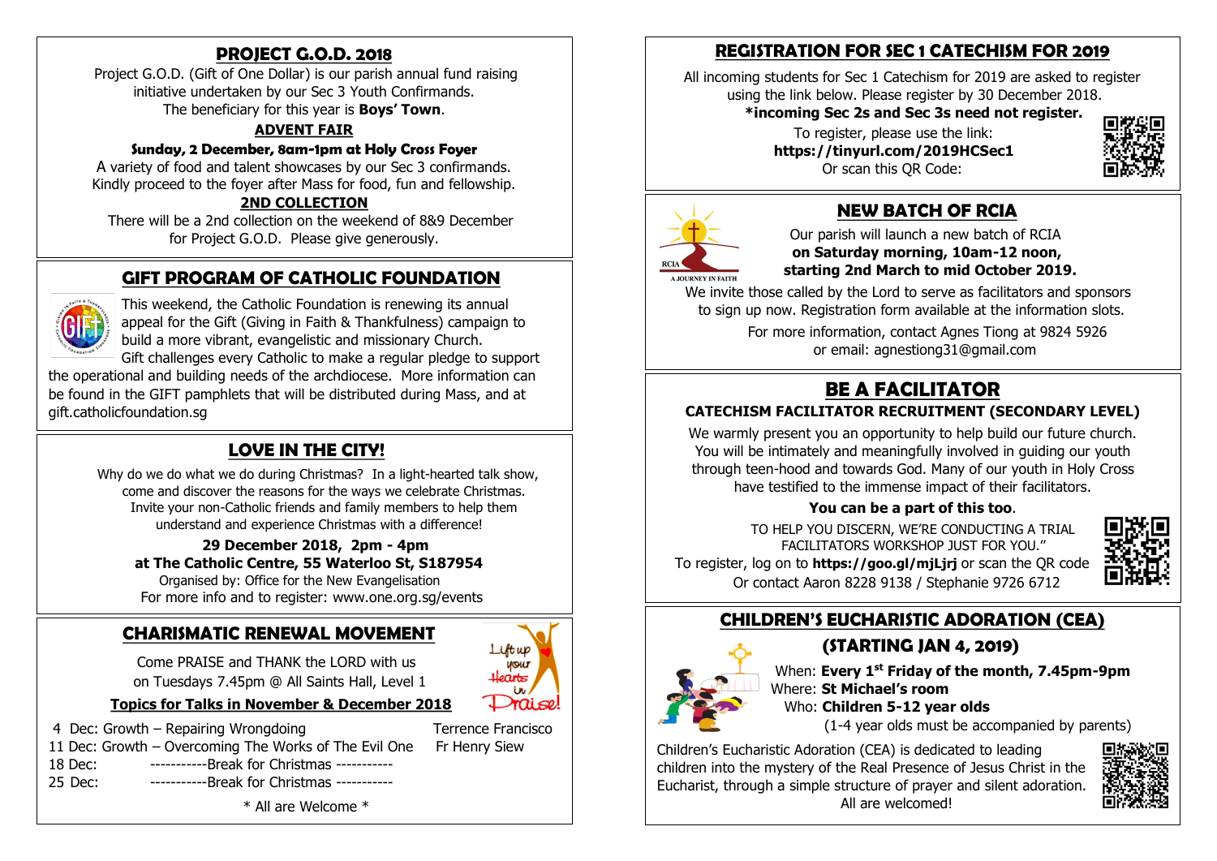## PROJECT G.O.D. 2018

Project G.O.D. (Gift of One Dollar) is our parish annual fund raising initiative undertaken by our Sec 3 Youth Confirmands.
The beneficiary for this year is **Boys' Town**.

### ADVENT FAIR

**Sunday, 2 December, 8am-1pm at Holy Cross Foyer**

A variety of food and talent showcases by our Sec 3 confirmands.
Kindly proceed to the foyer after Mass for food, fun and fellowship.

### 2ND COLLECTION

There will be a 2nd collection on the weekend of 8&9 December for Project G.O.D. Please give generously.

## GIFT PROGRAM OF CATHOLIC FOUNDATION

This weekend, the Catholic Foundation is renewing its annual appeal for the Gift (Giving in Faith & Thankfulness) campaign to build a more vibrant, evangelistic and missionary Church.
Gift challenges every Catholic to make a regular pledge to support the operational and building needs of the archdiocese. More information can be found in the GIFT pamphlets that will be distributed during Mass, and at gift.catholicfoundation.sg

## LOVE IN THE CITY!

Why do we do what we do during Christmas? In a light-hearted talk show, come and discover the reasons for the ways we celebrate Christmas. Invite your non-Catholic friends and family members to help them understand and experience Christmas with a difference!

**29 December 2018, 2pm - 4pm**
**at The Catholic Centre, 55 Waterloo St, S187954**

Organised by: Office for the New Evangelisation
For more info and to register: www.one.org.sg/events

## CHARISMATIC RENEWAL MOVEMENT

Come PRAISE and THANK the LORD with us on Tuesdays 7.45pm @ All Saints Hall, Level 1

### Topics for Talks in November & December 2018

| | | |
|---|---|---|
| 4 Dec: | Growth – Repairing Wrongdoing | Terrence Francisco |
| 11 Dec: | Growth – Overcoming The Works of The Evil One | Fr Henry Siew |
| 18 Dec: | -----------Break for Christmas ----------- | |
| 25 Dec: | -----------Break for Christmas ----------- | |

\* All are Welcome *

## REGISTRATION FOR SEC 1 CATECHISM FOR 2019

All incoming students for Sec 1 Catechism for 2019 are asked to register using the link below. Please register by 30 December 2018.
***incoming Sec 2s and Sec 3s need not register.**

To register, please use the link:
**https://tinyurl.com/2019HCSec1**
Or scan this QR Code:

## NEW BATCH OF RCIA

Our parish will launch a new batch of RCIA **on Saturday morning, 10am-12 noon, starting 2nd March to mid October 2019.**

We invite those called by the Lord to serve as facilitators and sponsors to sign up now. Registration form available at the information slots.

For more information, contact Agnes Tiong at 9824 5926 or email: agnestiong31@gmail.com

## BE A FACILITATOR

### CATECHISM FACILITATOR RECRUITMENT (SECONDARY LEVEL)

We warmly present you an opportunity to help build our future church. You will be intimately and meaningfully involved in guiding our youth through teen-hood and towards God. Many of our youth in Holy Cross have testified to the immense impact of their facilitators.

**You can be a part of this too**.

TO HELP YOU DISCERN, WE'RE CONDUCTING A TRIAL FACILITATORS WORKSHOP JUST FOR YOU."
To register, log on to **https://goo.gl/mjLjrj** or scan the QR code
Or contact Aaron 8228 9138 / Stephanie 9726 6712

## CHILDREN'S EUCHARISTIC ADORATION (CEA)

### (STARTING JAN 4, 2019)

When: **Every 1st Friday of the month, 7.45pm-9pm**
Where: **St Michael's room**
Who: **Children 5-12 year olds**
(1-4 year olds must be accompanied by parents)

Children's Eucharistic Adoration (CEA) is dedicated to leading children into the mystery of the Real Presence of Jesus Christ in the Eucharist, through a simple structure of prayer and silent adoration.
All are welcomed!